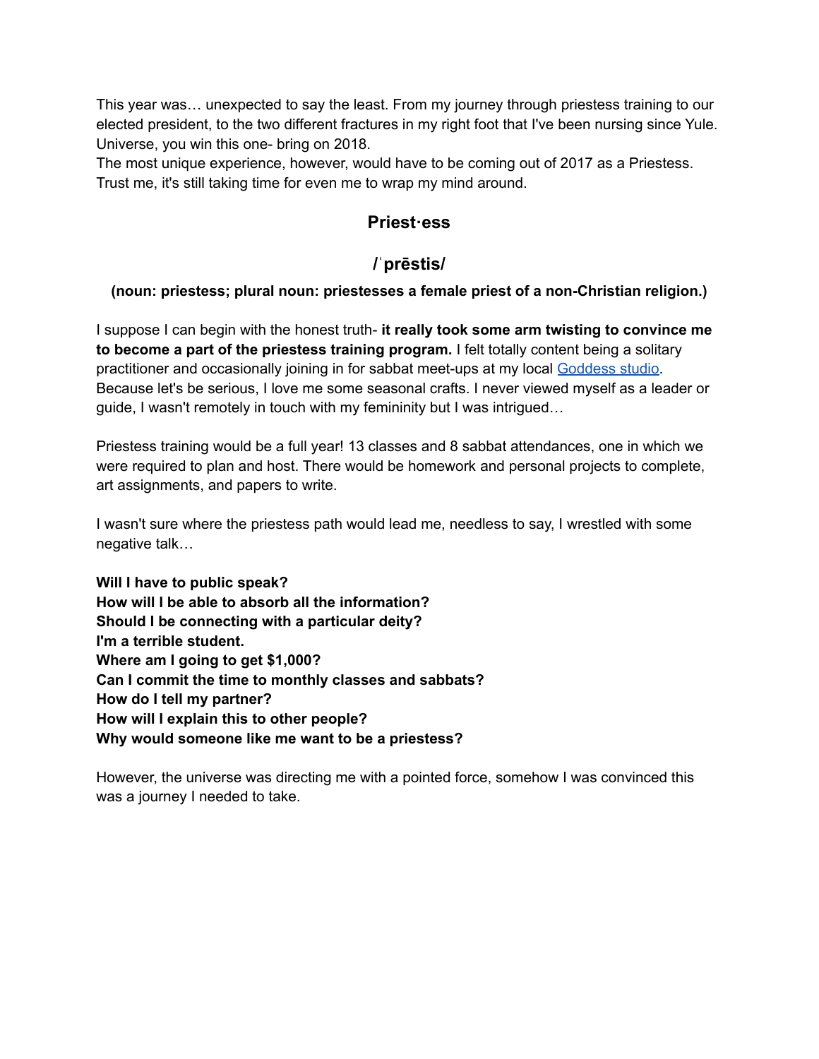This year was… unexpected to say the least. From my journey through priestess training to our elected president, to the two different fractures in my right foot that I've been nursing since Yule. Universe, you win this one- bring on 2018.
The most unique experience, however, would have to be coming out of 2017 as a Priestess. Trust me, it's still taking time for even me to wrap my mind around.

## Priest·ess

## /ˈprēstis/

**(noun: priestess; plural noun: priestesses a female priest of a non-Christian religion.)**

I suppose I can begin with the honest truth- **it really took some arm twisting to convince me to become a part of the priestess training program.** I felt totally content being a solitary practitioner and occasionally joining in for sabbat meet-ups at my local Goddess studio. Because let's be serious, I love me some seasonal crafts. I never viewed myself as a leader or guide, I wasn't remotely in touch with my femininity but I was intrigued…

Priestess training would be a full year! 13 classes and 8 sabbat attendances, one in which we were required to plan and host. There would be homework and personal projects to complete, art assignments, and papers to write.

I wasn't sure where the priestess path would lead me, needless to say, I wrestled with some negative talk…

**Will I have to public speak?**
**How will I be able to absorb all the information?**
**Should I be connecting with a particular deity?**
**I'm a terrible student.**
**Where am I going to get $1,000?**
**Can I commit the time to monthly classes and sabbats?**
**How do I tell my partner?**
**How will I explain this to other people?**
**Why would someone like me want to be a priestess?**

However, the universe was directing me with a pointed force, somehow I was convinced this was a journey I needed to take.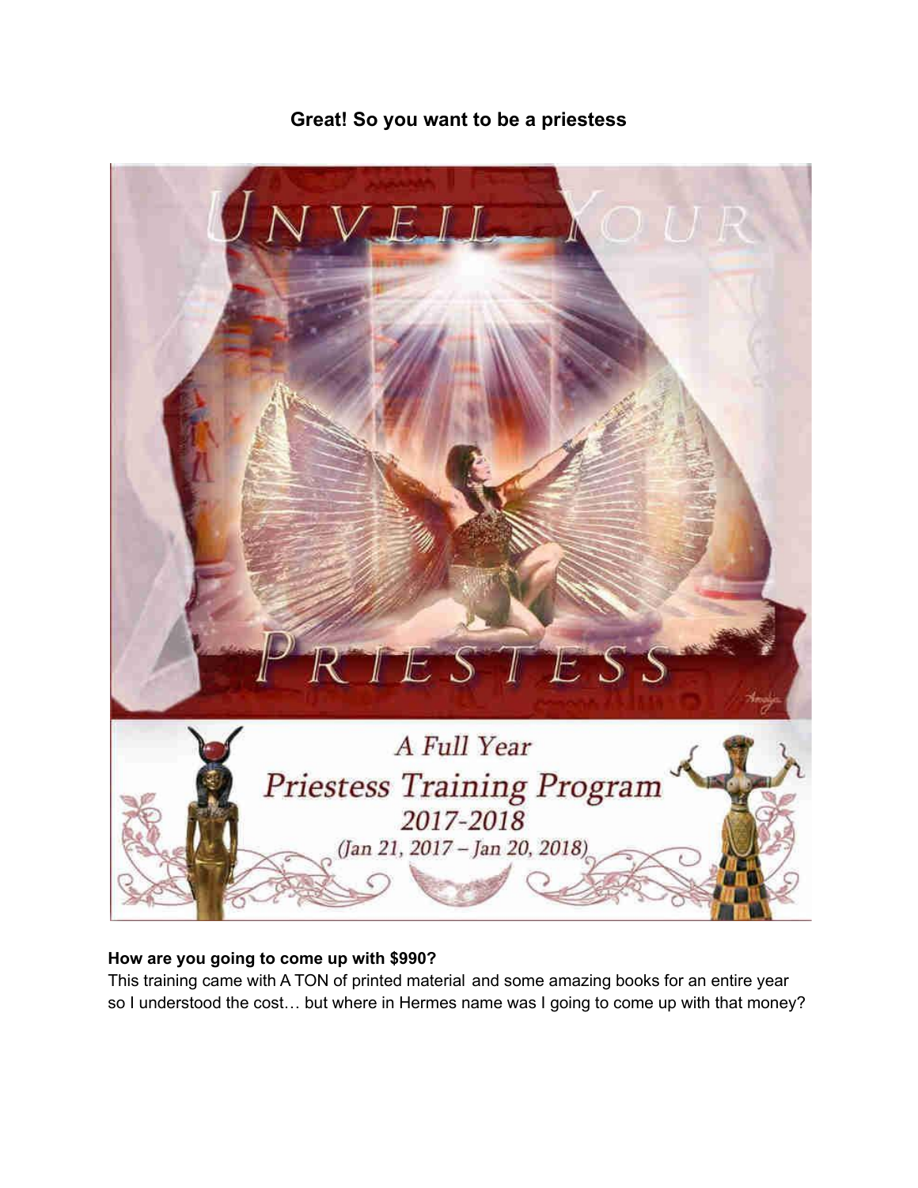## Great! So you want to be a priestess

**How are you going to come up with $990?**

This training came with A TON of printed material and some amazing books for an entire year so I understood the cost… but where in Hermes name was I going to come up with that money?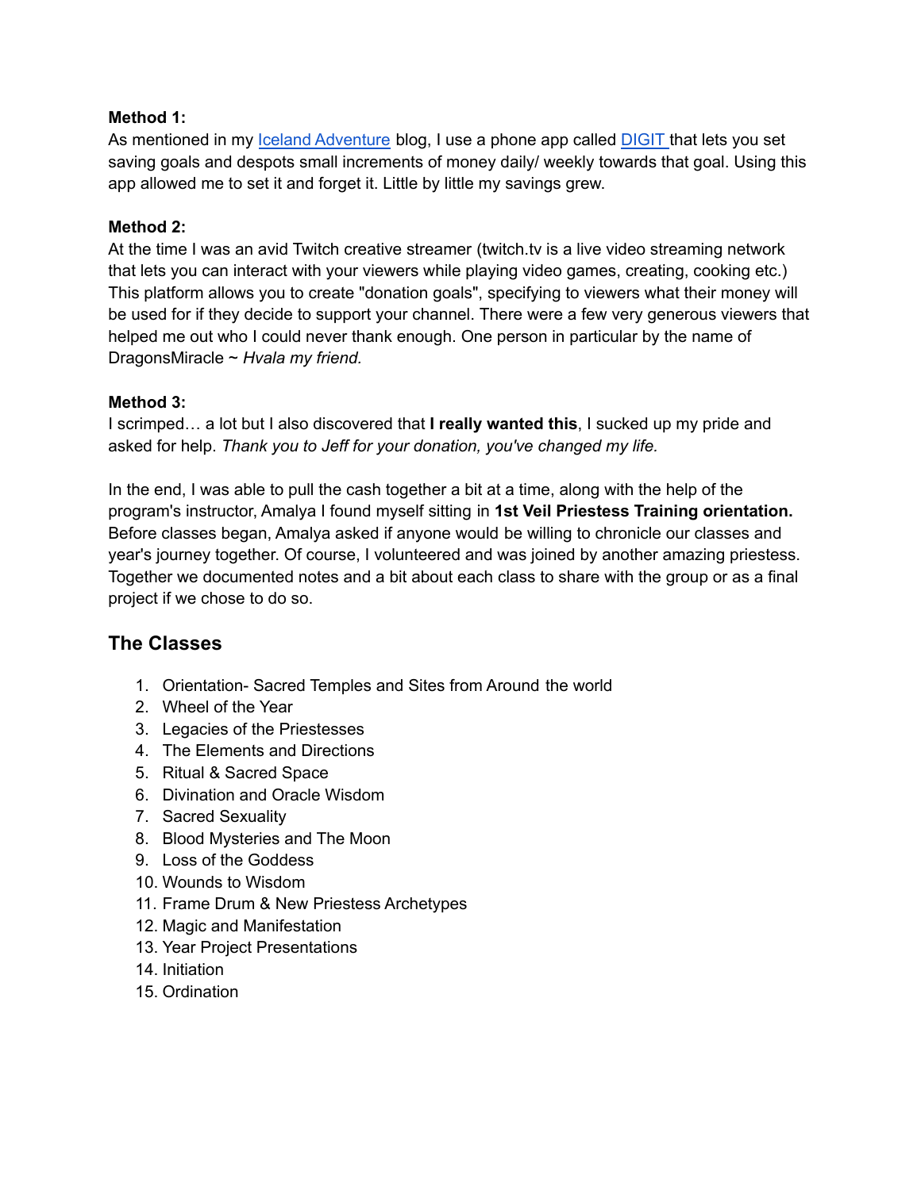**Method 1:**
As mentioned in my [Iceland Adventure] blog, I use a phone app called [DIGIT] that lets you set saving goals and despots small increments of money daily/ weekly towards that goal. Using this app allowed me to set it and forget it. Little by little my savings grew.

**Method 2:**
At the time I was an avid Twitch creative streamer (twitch.tv is a live video streaming network that lets you can interact with your viewers while playing video games, creating, cooking etc.) This platform allows you to create "donation goals", specifying to viewers what their money will be used for if they decide to support your channel. There were a few very generous viewers that helped me out who I could never thank enough. One person in particular by the name of DragonsMiracle ~ *Hvala my friend.*

**Method 3:**
I scrimped… a lot but I also discovered that **I really wanted this**, I sucked up my pride and asked for help. *Thank you to Jeff for your donation, you've changed my life.*

In the end, I was able to pull the cash together a bit at a time, along with the help of the program's instructor, Amalya I found myself sitting in **1st Veil Priestess Training orientation.** Before classes began, Amalya asked if anyone would be willing to chronicle our classes and year's journey together. Of course, I volunteered and was joined by another amazing priestess. Together we documented notes and a bit about each class to share with the group or as a final project if we chose to do so.

## The Classes

1. Orientation- Sacred Temples and Sites from Around the world
2. Wheel of the Year
3. Legacies of the Priestesses
4. The Elements and Directions
5. Ritual & Sacred Space
6. Divination and Oracle Wisdom
7. Sacred Sexuality
8. Blood Mysteries and The Moon
9. Loss of the Goddess
10. Wounds to Wisdom
11. Frame Drum & New Priestess Archetypes
12. Magic and Manifestation
13. Year Project Presentations
14. Initiation
15. Ordination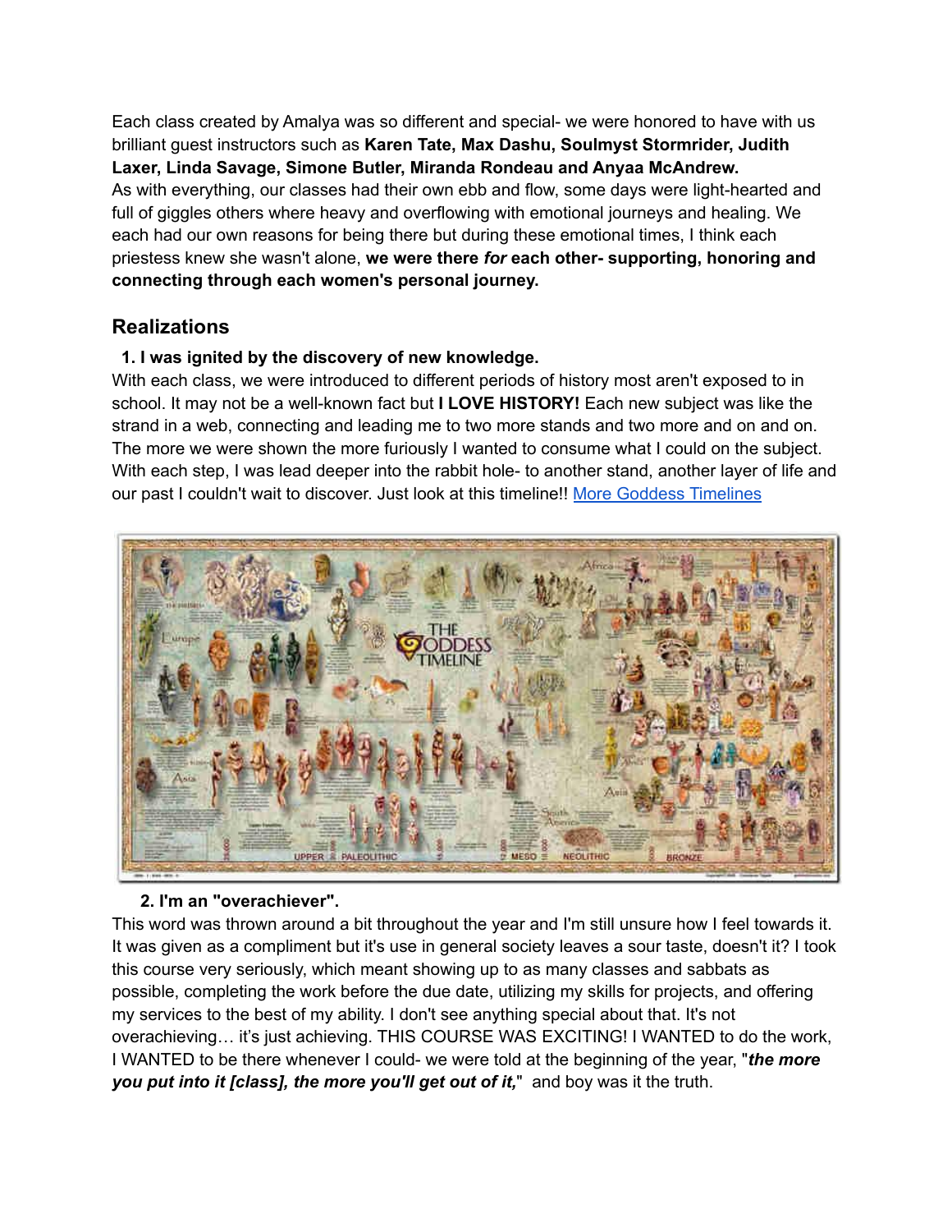Each class created by Amalya was so different and special- we were honored to have with us brilliant guest instructors such as **Karen Tate, Max Dashu, Soulmyst Stormrider, Judith Laxer, Linda Savage, Simone Butler, Miranda Rondeau and Anyaa McAndrew.**
As with everything, our classes had their own ebb and flow, some days were light-hearted and full of giggles others where heavy and overflowing with emotional journeys and healing. We each had our own reasons for being there but during these emotional times, I think each priestess knew she wasn't alone, **we were there *for* each other- supporting, honoring and connecting through each women's personal journey.**

## Realizations

**1. I was ignited by the discovery of new knowledge.**

With each class, we were introduced to different periods of history most aren't exposed to in school. It may not be a well-known fact but **I LOVE HISTORY!** Each new subject was like the strand in a web, connecting and leading me to two more stands and two more and on and on. The more we were shown the more furiously I wanted to consume what I could on the subject. With each step, I was lead deeper into the rabbit hole- to another stand, another layer of life and our past I couldn't wait to discover. Just look at this timeline!! [More Goddess Timelines]

**2. I'm an "overachiever".**

This word was thrown around a bit throughout the year and I'm still unsure how I feel towards it. It was given as a compliment but it's use in general society leaves a sour taste, doesn't it? I took this course very seriously, which meant showing up to as many classes and sabbats as possible, completing the work before the due date, utilizing my skills for projects, and offering my services to the best of my ability. I don't see anything special about that. It's not overachieving… it's just achieving. THIS COURSE WAS EXCITING! I WANTED to do the work, I WANTED to be there whenever I could- we were told at the beginning of the year, "***the more you put into it [class], the more you'll get out of it,***" and boy was it the truth.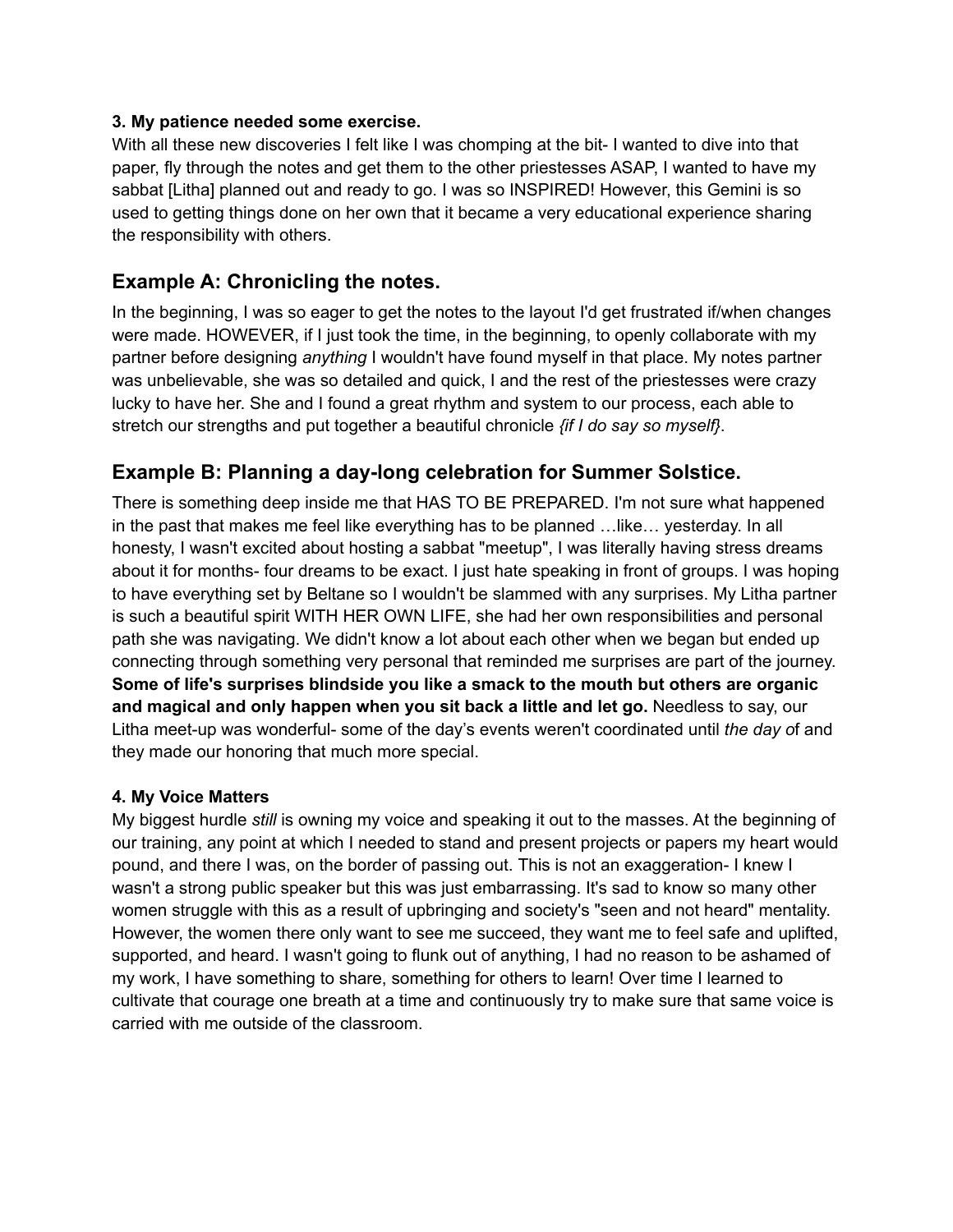**3. My patience needed some exercise.**
With all these new discoveries I felt like I was chomping at the bit- I wanted to dive into that paper, fly through the notes and get them to the other priestesses ASAP, I wanted to have my sabbat [Litha] planned out and ready to go. I was so INSPIRED! However, this Gemini is so used to getting things done on her own that it became a very educational experience sharing the responsibility with others.

## Example A: Chronicling the notes.

In the beginning, I was so eager to get the notes to the layout I'd get frustrated if/when changes were made. HOWEVER, if I just took the time, in the beginning, to openly collaborate with my partner before designing *anything* I wouldn't have found myself in that place. My notes partner was unbelievable, she was so detailed and quick, I and the rest of the priestesses were crazy lucky to have her. She and I found a great rhythm and system to our process, each able to stretch our strengths and put together a beautiful chronicle *{if I do say so myself}*.

## Example B: Planning a day-long celebration for Summer Solstice.

There is something deep inside me that HAS TO BE PREPARED. I'm not sure what happened in the past that makes me feel like everything has to be planned …like… yesterday. In all honesty, I wasn't excited about hosting a sabbat "meetup", I was literally having stress dreams about it for months- four dreams to be exact. I just hate speaking in front of groups. I was hoping to have everything set by Beltane so I wouldn't be slammed with any surprises. My Litha partner is such a beautiful spirit WITH HER OWN LIFE, she had her own responsibilities and personal path she was navigating. We didn't know a lot about each other when we began but ended up connecting through something very personal that reminded me surprises are part of the journey. **Some of life's surprises blindside you like a smack to the mouth but others are organic and magical and only happen when you sit back a little and let go.** Needless to say, our Litha meet-up was wonderful- some of the day's events weren't coordinated until *the day o*f and they made our honoring that much more special.

**4. My Voice Matters**
My biggest hurdle *still* is owning my voice and speaking it out to the masses. At the beginning of our training, any point at which I needed to stand and present projects or papers my heart would pound, and there I was, on the border of passing out. This is not an exaggeration- I knew I wasn't a strong public speaker but this was just embarrassing. It's sad to know so many other women struggle with this as a result of upbringing and society's "seen and not heard" mentality. However, the women there only want to see me succeed, they want me to feel safe and uplifted, supported, and heard. I wasn't going to flunk out of anything, I had no reason to be ashamed of my work, I have something to share, something for others to learn! Over time I learned to cultivate that courage one breath at a time and continuously try to make sure that same voice is carried with me outside of the classroom.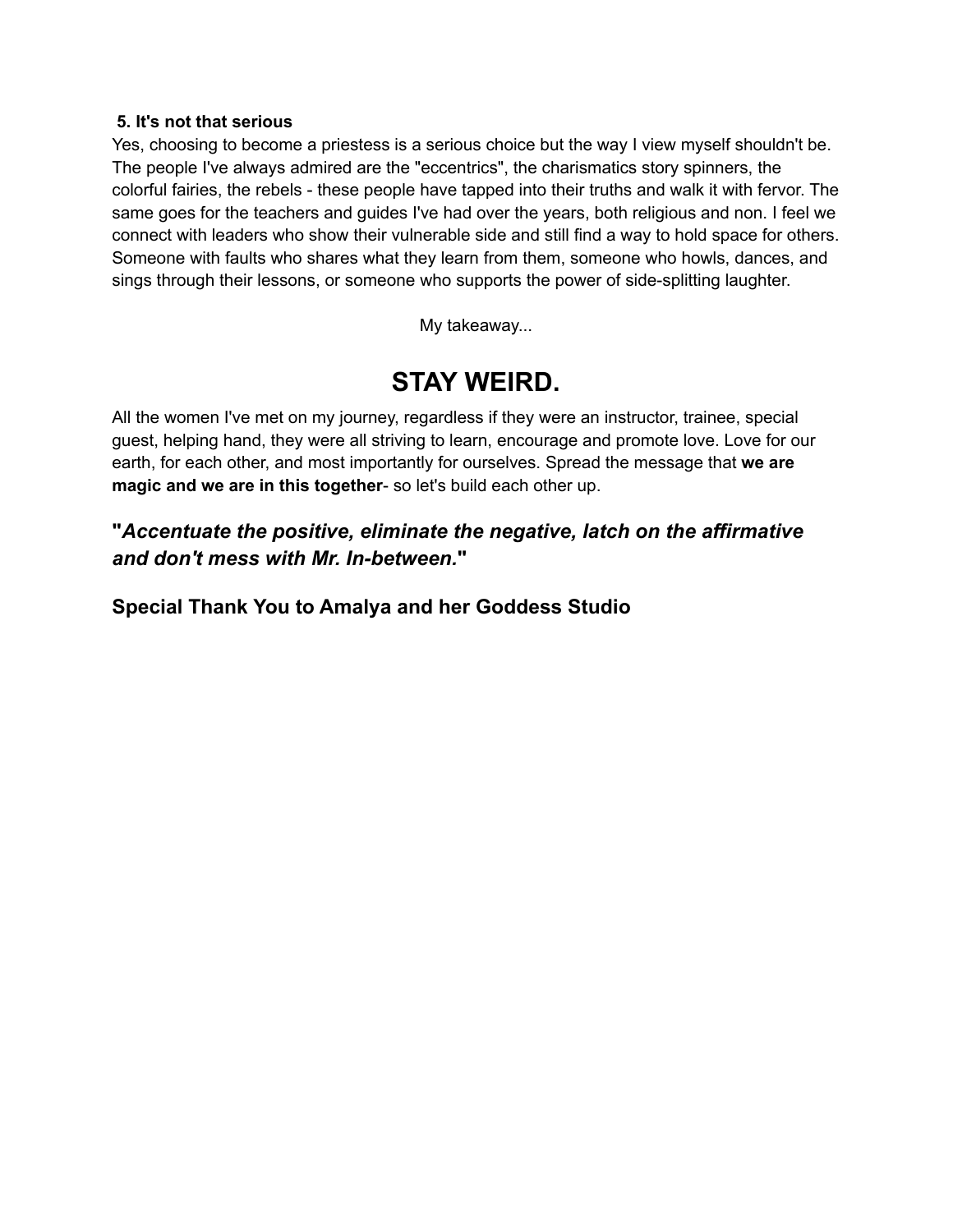**5. It's not that serious**

Yes, choosing to become a priestess is a serious choice but the way I view myself shouldn't be. The people I've always admired are the "eccentrics", the charismatics story spinners, the colorful fairies, the rebels - these people have tapped into their truths and walk it with fervor. The same goes for the teachers and guides I've had over the years, both religious and non. I feel we connect with leaders who show their vulnerable side and still find a way to hold space for others. Someone with faults who shares what they learn from them, someone who howls, dances, and sings through their lessons, or someone who supports the power of side-splitting laughter.

My takeaway...

# STAY WEIRD.

All the women I've met on my journey, regardless if they were an instructor, trainee, special guest, helping hand, they were all striving to learn, encourage and promote love. Love for our earth, for each other, and most importantly for ourselves. Spread the message that **we are magic and we are in this together**- so let's build each other up.

### "*Accentuate the positive, eliminate the negative, latch on the affirmative and don't mess with Mr. In-between.*"

### Special Thank You to Amalya and her Goddess Studio